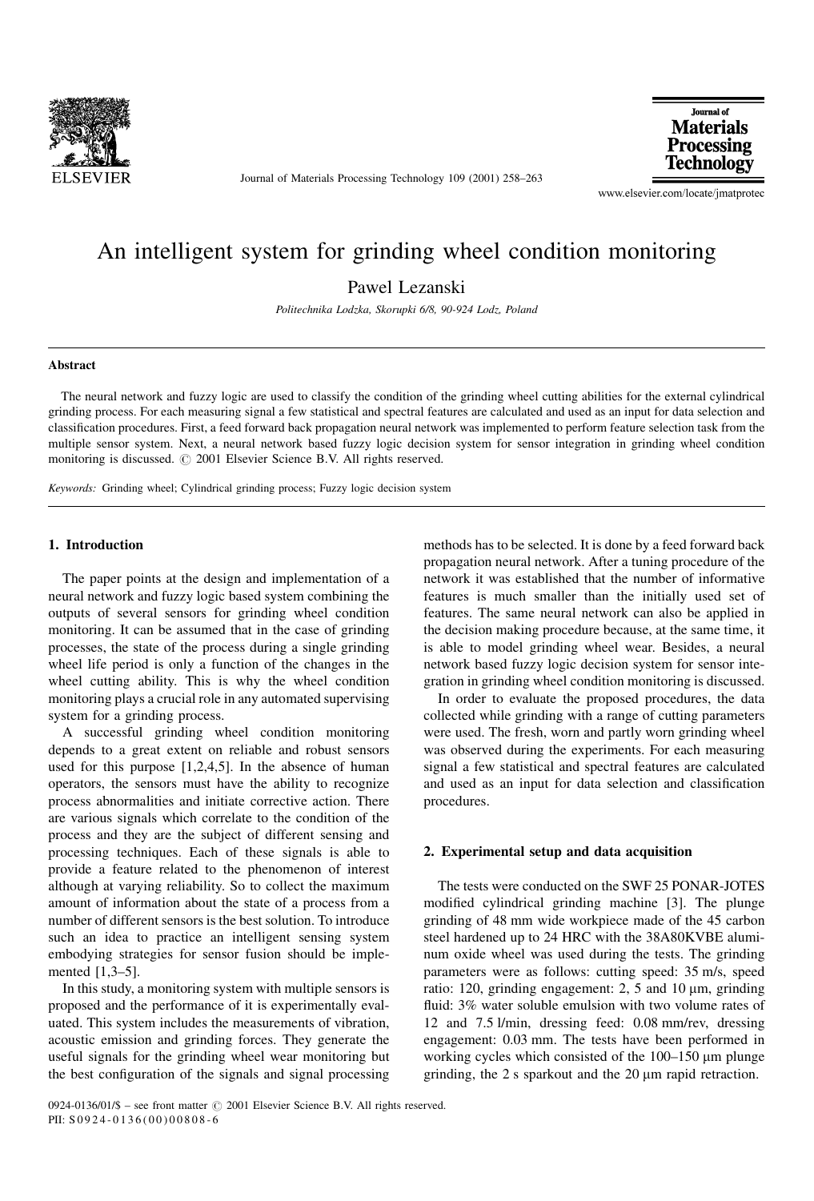# An intelligent system for grinding wheel condition monitoring

Pawel Lezanski

*Politechnika Lodzka, Skorupki 6/8, 90-924 Lodz, Poland*

## Abstract

The neural network and fuzzy logic are used to classify the condition of the grinding wheel cutting abilities for the external cylindrical grinding process. For each measuring signal a few statistical and spectral features are calculated and used as an input for data selection and classification procedures. First, a feed forward back propagation neural network was implemented to perform feature selection task from the multiple sensor system. Next, a neural network based fuzzy logic decision system for sensor integration in grinding wheel condition monitoring is discussed. © 2001 Elsevier Science B.V. All rights reserved.

*Keywords:* Grinding wheel; Cylindrical grinding process; Fuzzy logic decision system

## 1. Introduction

The paper points at the design and implementation of a neural network and fuzzy logic based system combining the outputs of several sensors for grinding wheel condition monitoring. It can be assumed that in the case of grinding processes, the state of the process during a single grinding wheel life period is only a function of the changes in the wheel cutting ability. This is why the wheel condition monitoring plays a crucial role in any automated supervising system for a grinding process.

A successful grinding wheel condition monitoring depends to a great extent on reliable and robust sensors used for this purpose [1,2,4,5]. In the absence of human operators, the sensors must have the ability to recognize process abnormalities and initiate corrective action. There are various signals which correlate to the condition of the process and they are the subject of different sensing and processing techniques. Each of these signals is able to provide a feature related to the phenomenon of interest although at varying reliability. So to collect the maximum amount of information about the state of a process from a number of different sensors is the best solution. To introduce such an idea to practice an intelligent sensing system embodying strategies for sensor fusion should be implemented [1,3–5].

In this study, a monitoring system with multiple sensors is proposed and the performance of it is experimentally evaluated. This system includes the measurements of vibration, acoustic emission and grinding forces. They generate the useful signals for the grinding wheel wear monitoring but the best configuration of the signals and signal processing methods has to be selected. It is done by a feed forward back propagation neural network. After a tuning procedure of the network it was established that the number of informative features is much smaller than the initially used set of features. The same neural network can also be applied in the decision making procedure because, at the same time, it is able to model grinding wheel wear. Besides, a neural network based fuzzy logic decision system for sensor integration in grinding wheel condition monitoring is discussed.

In order to evaluate the proposed procedures, the data collected while grinding with a range of cutting parameters were used. The fresh, worn and partly worn grinding wheel was observed during the experiments. For each measuring signal a few statistical and spectral features are calculated and used as an input for data selection and classification procedures.

## 2. Experimental setup and data acquisition

The tests were conducted on the SWF 25 PONAR-JOTES modified cylindrical grinding machine [3]. The plunge grinding of 48 mm wide workpiece made of the 45 carbon steel hardened up to 24 HRC with the 38A80KVBE aluminum oxide wheel was used during the tests. The grinding parameters were as follows: cutting speed: 35 m/s, speed ratio: 120, grinding engagement: 2, 5 and 10 μm, grinding fluid: 3% water soluble emulsion with two volume rates of 12 and 7.5 l/min, dressing feed: 0.08 mm/rev, dressing engagement: 0.03 mm. The tests have been performed in working cycles which consisted of the 100–150 μm plunge grinding, the 2 s sparkout and the 20 μm rapid retraction.

0924-0136/01/$ – see front matter © 2001 Elsevier Science B.V. All rights reserved.
PII: S0924-0136(00)00808-6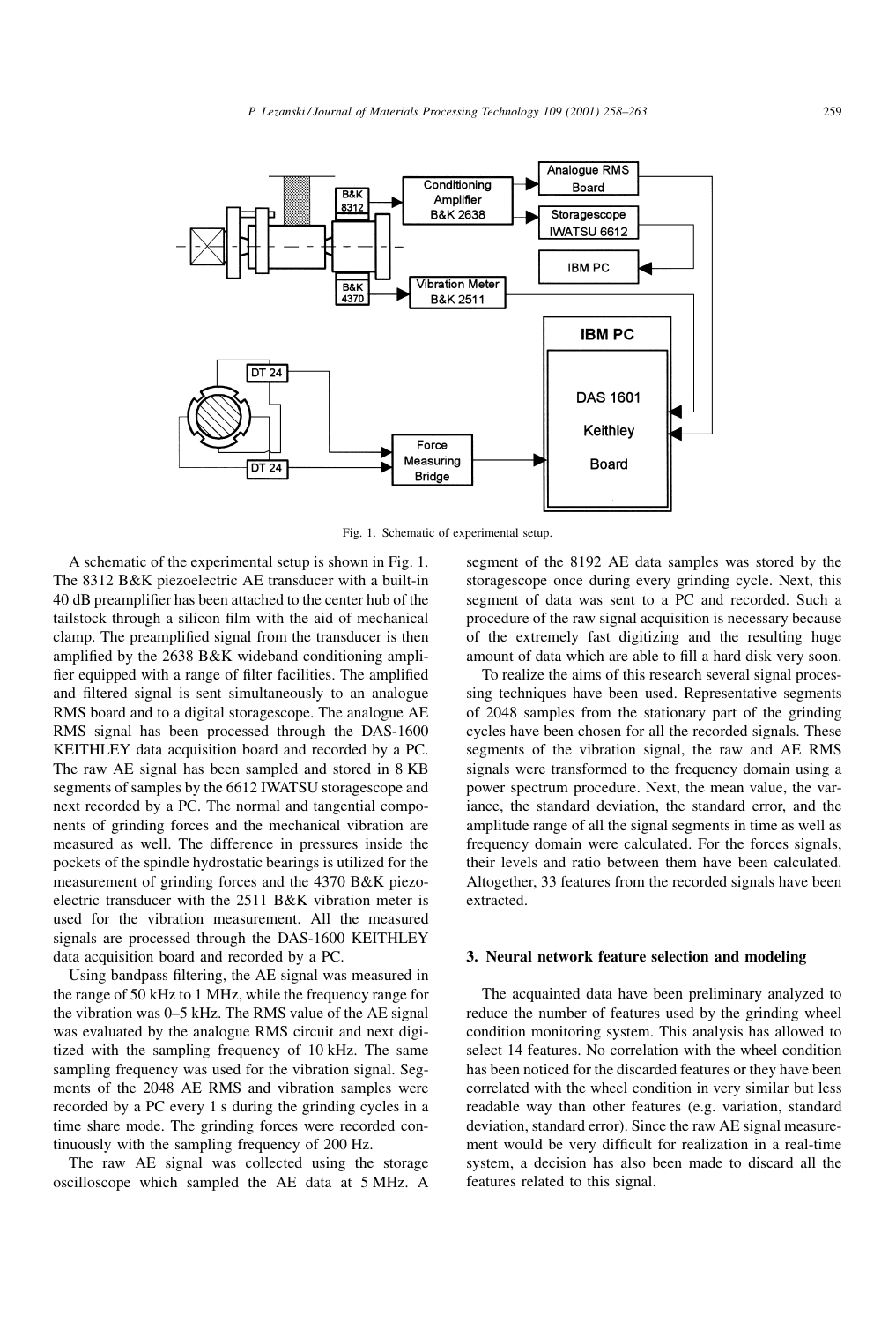Fig. 1. Schematic of experimental setup.

A schematic of the experimental setup is shown in Fig. 1. The 8312 B&K piezoelectric AE transducer with a built-in 40 dB preamplifier has been attached to the center hub of the tailstock through a silicon film with the aid of mechanical clamp. The preamplified signal from the transducer is then amplified by the 2638 B&K wideband conditioning amplifier equipped with a range of filter facilities. The amplified and filtered signal is sent simultaneously to an analogue RMS board and to a digital storagescope. The analogue AE RMS signal has been processed through the DAS-1600 KEITHLEY data acquisition board and recorded by a PC. The raw AE signal has been sampled and stored in 8 KB segments of samples by the 6612 IWATSU storagescope and next recorded by a PC. The normal and tangential components of grinding forces and the mechanical vibration are measured as well. The difference in pressures inside the pockets of the spindle hydrostatic bearings is utilized for the measurement of grinding forces and the 4370 B&K piezoelectric transducer with the 2511 B&K vibration meter is used for the vibration measurement. All the measured signals are processed through the DAS-1600 KEITHLEY data acquisition board and recorded by a PC.

Using bandpass filtering, the AE signal was measured in the range of 50 kHz to 1 MHz, while the frequency range for the vibration was 0–5 kHz. The RMS value of the AE signal was evaluated by the analogue RMS circuit and next digitized with the sampling frequency of 10 kHz. The same sampling frequency was used for the vibration signal. Segments of the 2048 AE RMS and vibration samples were recorded by a PC every 1 s during the grinding cycles in a time share mode. The grinding forces were recorded continuously with the sampling frequency of 200 Hz.

The raw AE signal was collected using the storage oscilloscope which sampled the AE data at 5 MHz. A segment of the 8192 AE data samples was stored by the storagescope once during every grinding cycle. Next, this segment of data was sent to a PC and recorded. Such a procedure of the raw signal acquisition is necessary because of the extremely fast digitizing and the resulting huge amount of data which are able to fill a hard disk very soon.

To realize the aims of this research several signal processing techniques have been used. Representative segments of 2048 samples from the stationary part of the grinding cycles have been chosen for all the recorded signals. These segments of the vibration signal, the raw and AE RMS signals were transformed to the frequency domain using a power spectrum procedure. Next, the mean value, the variance, the standard deviation, the standard error, and the amplitude range of all the signal segments in time as well as frequency domain were calculated. For the forces signals, their levels and ratio between them have been calculated. Altogether, 33 features from the recorded signals have been extracted.

## 3. Neural network feature selection and modeling

The acquainted data have been preliminary analyzed to reduce the number of features used by the grinding wheel condition monitoring system. This analysis has allowed to select 14 features. No correlation with the wheel condition has been noticed for the discarded features or they have been correlated with the wheel condition in very similar but less readable way than other features (e.g. variation, standard deviation, standard error). Since the raw AE signal measurement would be very difficult for realization in a real-time system, a decision has also been made to discard all the features related to this signal.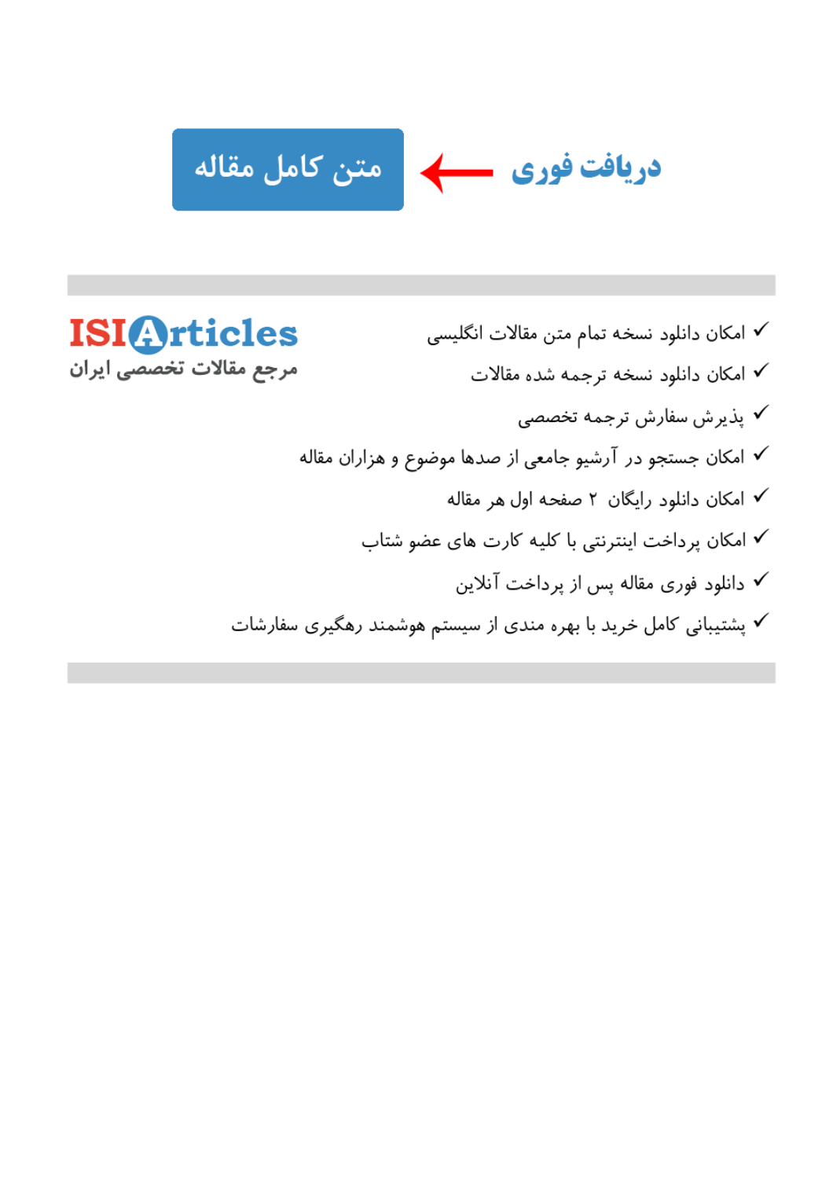دریافت فوری ← متن کامل مقاله

**ISIArticles**
مرجع مقالات تخصصی ایران

- ✓ امکان دانلود نسخه تمام متن مقالات انگلیسی
- ✓ امکان دانلود نسخه ترجمه شده مقالات
- ✓ پذیرش سفارش ترجمه تخصصی
- ✓ امکان جستجو در آرشیو جامعی از صدها موضوع و هزاران مقاله
- ✓ امکان دانلود رایگان ۲ صفحه اول هر مقاله
- ✓ امکان پرداخت اینترنتی با کلیه کارت های عضو شتاب
- ✓ دانلود فوری مقاله پس از پرداخت آنلاین
- ✓ پشتیبانی کامل خرید با بهره مندی از سیستم هوشمند رهگیری سفارشات